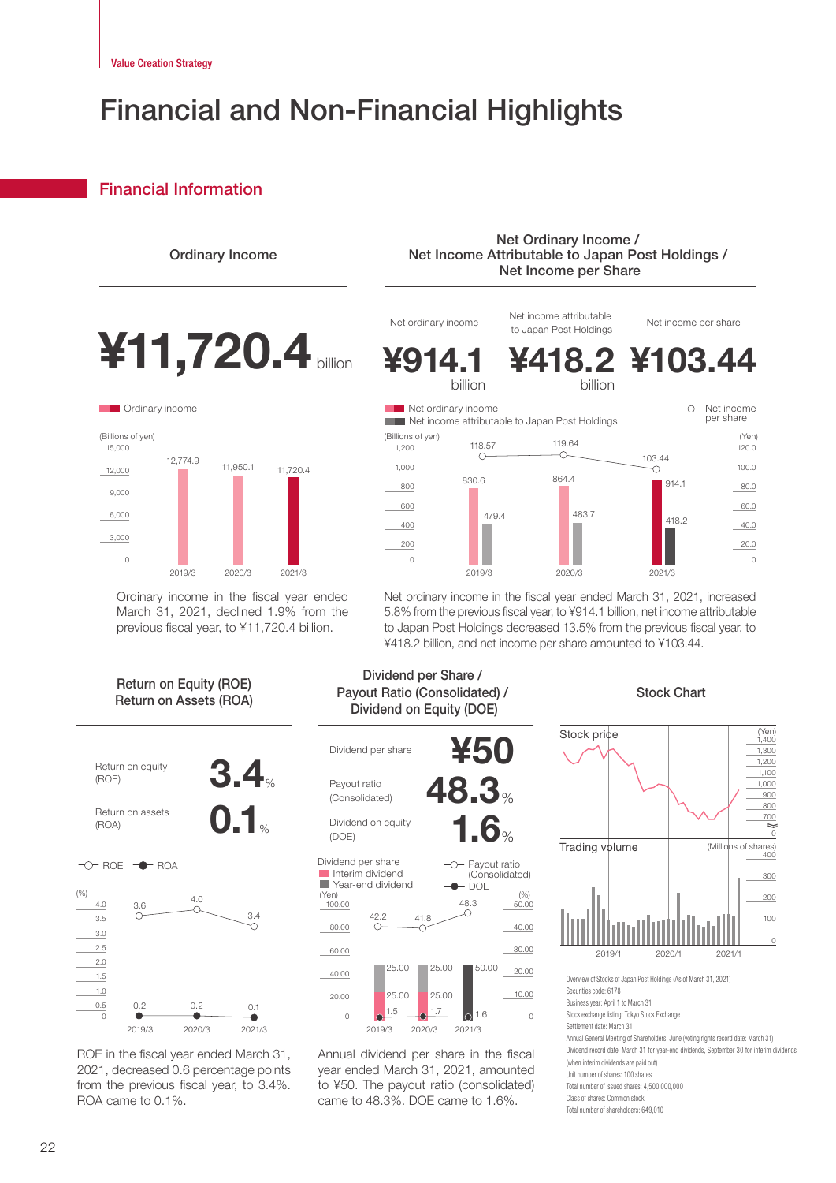# Financial and Non-Financial Highlights

## Financial Information

### Ordinary Income

**¥11,720.4** billion

Ordinary income (Billions of yen)

| | 2019/3 | 2020/3 | 2021/3 |
|---|---|---|---|
| Ordinary income | 12,774.9 | 11,950.1 | 11,720.4 |

Ordinary income in the fiscal year ended March 31, 2021, declined 1.9% from the previous fiscal year, to ¥11,720.4 billion.

### Net Ordinary Income / Net Income Attributable to Japan Post Holdings / Net Income per Share

| Net ordinary income | Net income attributable to Japan Post Holdings | Net income per share |
|---|---|---|
| **¥914.1** billion | **¥418.2** billion | **¥103.44** |

| | 2019/3 | 2020/3 | 2021/3 |
|---|---|---|---|
| Net ordinary income (Billions of yen) | 830.6 | 864.4 | 914.1 |
| Net income attributable to Japan Post Holdings (Billions of yen) | 479.4 | 483.7 | 418.2 |
| Net income per share (Yen) | 118.57 | 119.64 | 103.44 |

Net ordinary income in the fiscal year ended March 31, 2021, increased 5.8% from the previous fiscal year, to ¥914.1 billion, net income attributable to Japan Post Holdings decreased 13.5% from the previous fiscal year, to ¥418.2 billion, and net income per share amounted to ¥103.44.

### Return on Equity (ROE) Return on Assets (ROA)

Return on equity (ROE) **3.4**%

Return on assets (ROA) **0.1**%

| (%) | 2019/3 | 2020/3 | 2021/3 |
|---|---|---|---|
| ROE | 3.6 | 4.0 | 3.4 |
| ROA | 0.2 | 0.2 | 0.1 |

ROE in the fiscal year ended March 31, 2021, decreased 0.6 percentage points from the previous fiscal year, to 3.4%. ROA came to 0.1%.

### Dividend per Share / Payout Ratio (Consolidated) / Dividend on Equity (DOE)

Dividend per share **¥50**

Payout ratio (Consolidated) **48.3**%

Dividend on equity (DOE) **1.6**%

| | 2019/3 | 2020/3 | 2021/3 |
|---|---|---|---|
| Interim dividend (Yen) | 25.00 | 25.00 | — |
| Year-end dividend (Yen) | 25.00 | 25.00 | 50.00 |
| Payout ratio (Consolidated) (%) | 42.2 | 41.8 | 48.3 |
| DOE (%) | 1.5 | 1.7 | 1.6 |

Annual dividend per share in the fiscal year ended March 31, 2021, amounted to ¥50. The payout ratio (consolidated) came to 48.3%. DOE came to 1.6%.

### Stock Chart

Stock price (Yen) / Trading volume (Millions of shares), 2019/1 – 2021/1

Overview of Stocks of Japan Post Holdings (As of March 31, 2021)

Securities code: 6178

Business year: April 1 to March 31

Stock exchange listing: Tokyo Stock Exchange

Settlement date: March 31

Annual General Meeting of Shareholders: June (voting rights record date: March 31)

Dividend record date: March 31 for year-end dividends, September 30 for interim dividends (when interim dividends are paid out)

Unit number of shares: 100 shares

Total number of issued shares: 4,500,000,000

Class of shares: Common stock

Total number of shareholders: 649,010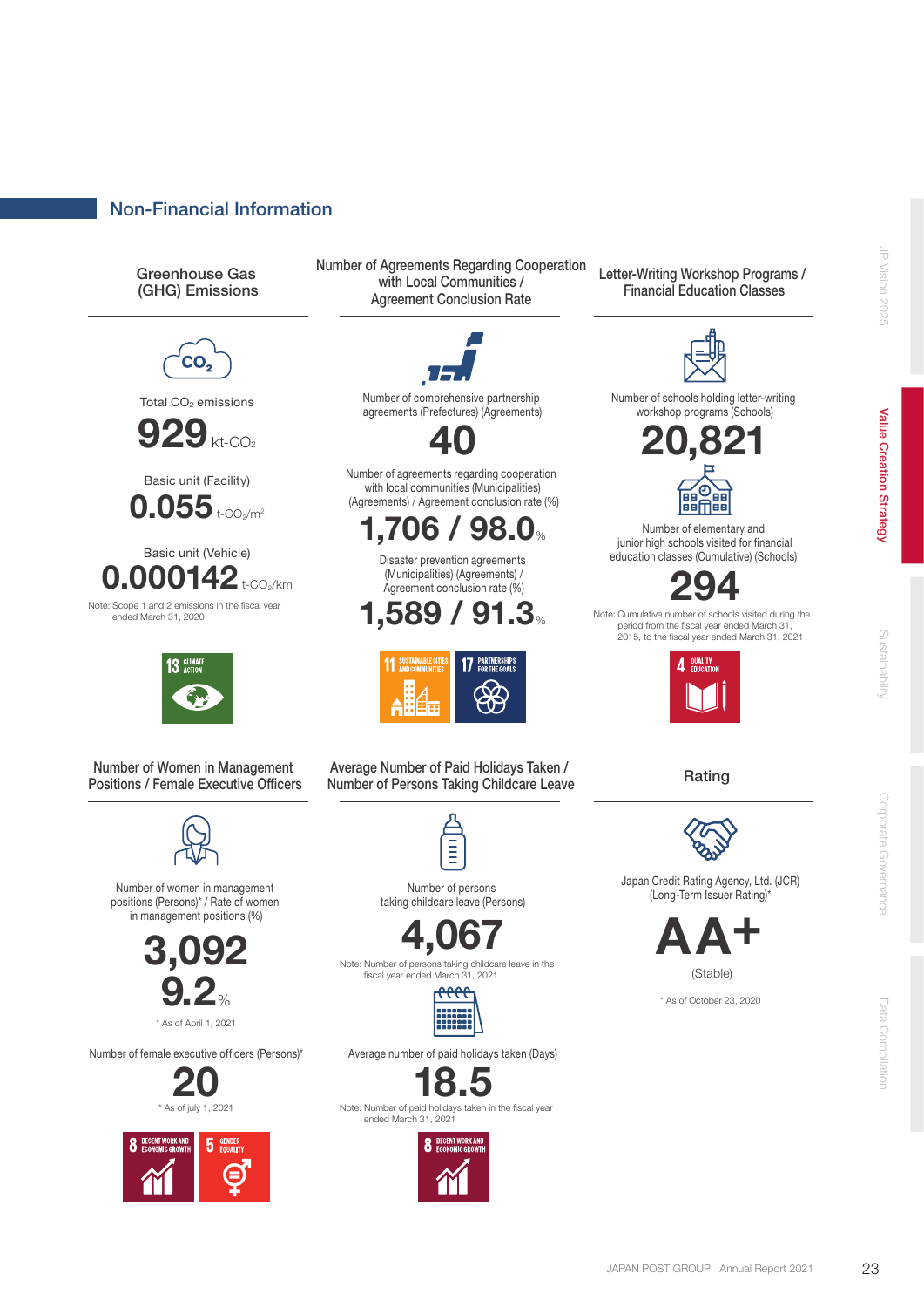## Non-Financial Information

### Greenhouse Gas (GHG) Emissions

Total $CO_2$ emissions

**929** kt-$CO_2$

Basic unit (Facility)

**0.055** t-$CO_2$/m²

Basic unit (Vehicle)

**0.000142** t-$CO_2$/km

Note: Scope 1 and 2 emissions in the fiscal year ended March 31, 2020

13 CLIMATE ACTION

### Number of Agreements Regarding Cooperation with Local Communities / Agreement Conclusion Rate

Number of comprehensive partnership agreements (Prefectures) (Agreements)

**40**

Number of agreements regarding cooperation with local communities (Municipalities) (Agreements) / Agreement conclusion rate (%)

**1,706 / 98.0**%

Disaster prevention agreements (Municipalities) (Agreements) / Agreement conclusion rate (%)

**1,589 / 91.3**%

11 SUSTAINABLE CITIES AND COMMUNITIES

17 PARTNERSHIPS FOR THE GOALS

### Letter-Writing Workshop Programs / Financial Education Classes

Number of schools holding letter-writing workshop programs (Schools)

**20,821**

Number of elementary and junior high schools visited for financial education classes (Cumulative) (Schools)

**294**

Note: Cumulative number of schools visited during the period from the fiscal year ended March 31, 2015, to the fiscal year ended March 31, 2021

4 QUALITY EDUCATION

### Number of Women in Management Positions / Female Executive Officers

Number of women in management positions (Persons)* / Rate of women in management positions (%)

**3,092**

**9.2**%

\* As of April 1, 2021

Number of female executive officers (Persons)*

**20**

\* As of july 1, 2021

8 DECENT WORK AND ECONOMIC GROWTH

5 GENDER EQUALITY

### Average Number of Paid Holidays Taken / Number of Persons Taking Childcare Leave

Number of persons taking childcare leave (Persons)

**4,067**

Note: Number of persons taking childcare leave in the fiscal year ended March 31, 2021

Average number of paid holidays taken (Days)

**18.5**

Note: Number of paid holidays taken in the fiscal year ended March 31, 2021

8 DECENT WORK AND ECONOMIC GROWTH

### Rating

Japan Credit Rating Agency, Ltd. (JCR) (Long-Term Issuer Rating)*

**AA+**

(Stable)

\* As of October 23, 2020